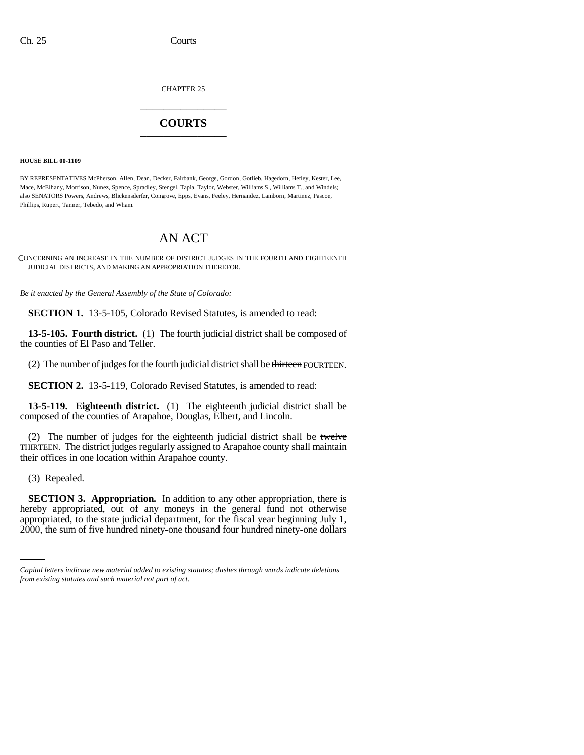CHAPTER 25

# COURTS

**HOUSE BILL 00-1109**

BY REPRESENTATIVES McPherson, Allen, Dean, Decker, Fairbank, George, Gordon, Gotlieb, Hagedorn, Hefley, Kester, Lee, Mace, McElhany, Morrison, Nunez, Spence, Spradley, Stengel, Tapia, Taylor, Webster, Williams S., Williams T., and Windels; also SENATORS Powers, Andrews, Blickensderfer, Congrove, Epps, Evans, Feeley, Hernandez, Lamborn, Martinez, Pascoe, Phillips, Rupert, Tanner, Tebedo, and Wham.

# AN ACT

CONCERNING AN INCREASE IN THE NUMBER OF DISTRICT JUDGES IN THE FOURTH AND EIGHTEENTH JUDICIAL DISTRICTS, AND MAKING AN APPROPRIATION THEREFOR.

*Be it enacted by the General Assembly of the State of Colorado:*

**SECTION 1.** 13-5-105, Colorado Revised Statutes, is amended to read:

**13-5-105. Fourth district.** (1) The fourth judicial district shall be composed of the counties of El Paso and Teller.

(2) The number of judges for the fourth judicial district shall be ~~thirteen~~ FOURTEEN.

**SECTION 2.** 13-5-119, Colorado Revised Statutes, is amended to read:

**13-5-119. Eighteenth district.** (1) The eighteenth judicial district shall be composed of the counties of Arapahoe, Douglas, Elbert, and Lincoln.

(2) The number of judges for the eighteenth judicial district shall be ~~twelve~~ THIRTEEN. The district judges regularly assigned to Arapahoe county shall maintain their offices in one location within Arapahoe county.

(3) Repealed.

**SECTION 3. Appropriation.** In addition to any other appropriation, there is hereby appropriated, out of any moneys in the general fund not otherwise appropriated, to the state judicial department, for the fiscal year beginning July 1, 2000, the sum of five hundred ninety-one thousand four hundred ninety-one dollars

*Capital letters indicate new material added to existing statutes; dashes through words indicate deletions from existing statutes and such material not part of act.*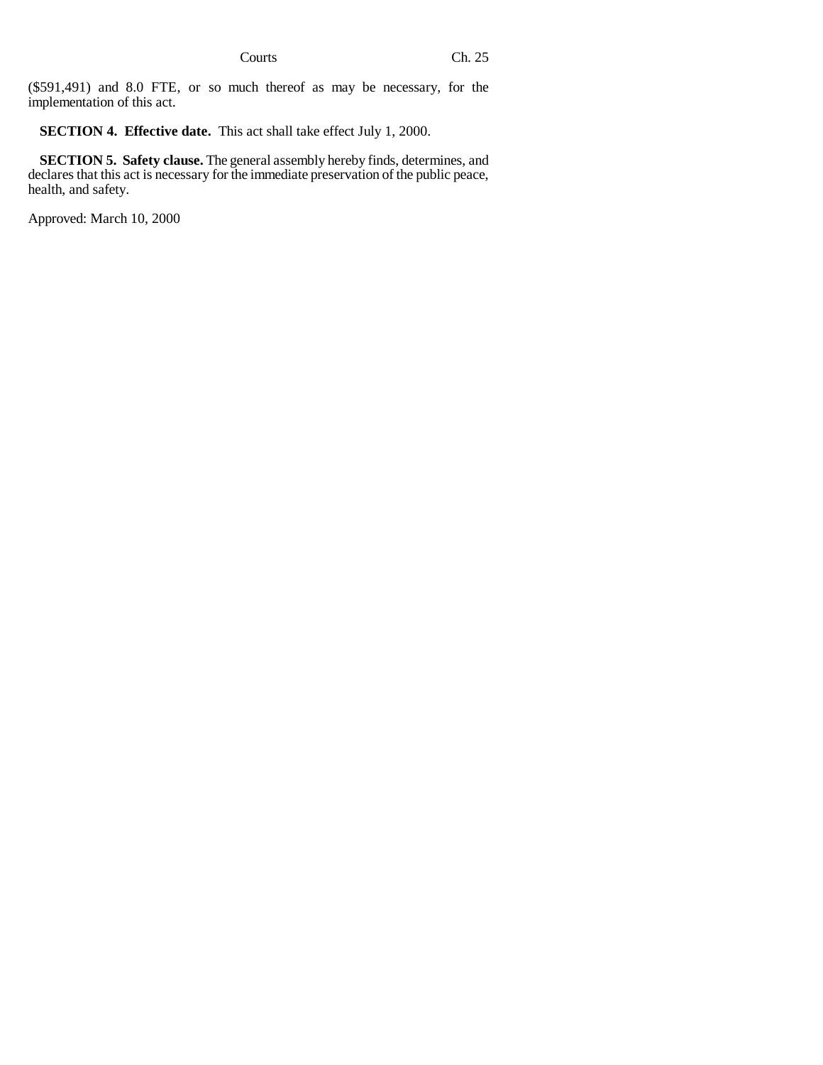($591,491) and 8.0 FTE, or so much thereof as may be necessary, for the implementation of this act.

**SECTION 4. Effective date.** This act shall take effect July 1, 2000.

**SECTION 5. Safety clause.** The general assembly hereby finds, determines, and declares that this act is necessary for the immediate preservation of the public peace, health, and safety.

Approved: March 10, 2000